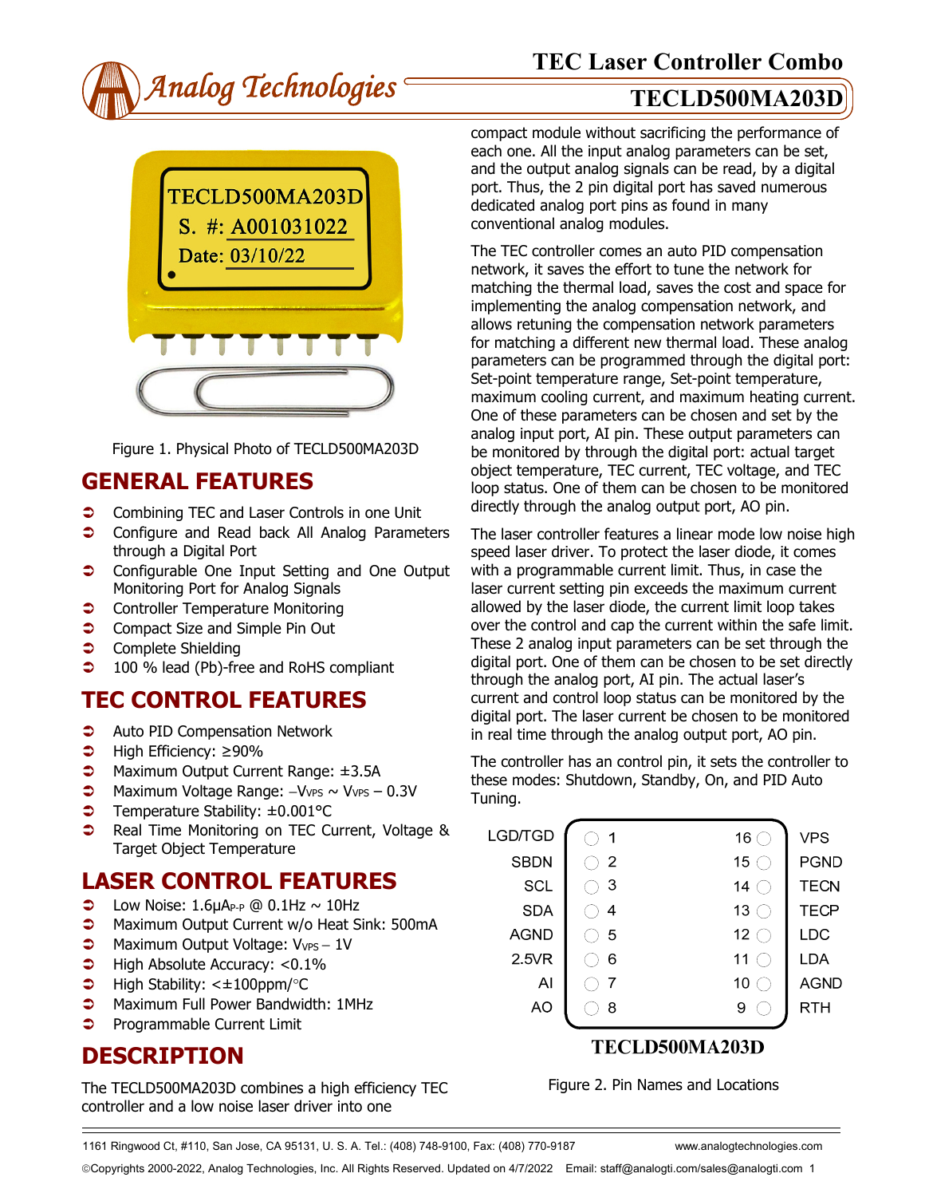# TEC Laser Controller Combo

## TECLD500MA203D

Figure 1. Physical Photo of TECLD500MA203D

## GENERAL FEATURES

- Combining TEC and Laser Controls in one Unit
- Configure and Read back All Analog Parameters through a Digital Port
- Configurable One Input Setting and One Output Monitoring Port for Analog Signals
- Controller Temperature Monitoring
- Compact Size and Simple Pin Out
- Complete Shielding
- 100 % lead (Pb)-free and RoHS compliant

## TEC CONTROL FEATURES

- Auto PID Compensation Network
- High Efficiency: ≥90%
- Maximum Output Current Range: ±3.5A
- Maximum Voltage Range: $-V_{VPS}$ ~ $V_{VPS}$ – 0.3V
- Temperature Stability: ±0.001°C
- Real Time Monitoring on TEC Current, Voltage & Target Object Temperature

## LASER CONTROL FEATURES

- Low Noise: 1.6µA$_{P-P}$ @ 0.1Hz ~ 10Hz
- Maximum Output Current w/o Heat Sink: 500mA
- Maximum Output Voltage: $V_{VPS}$ – 1V
- High Absolute Accuracy: <0.1%
- High Stability: <±100ppm/°C
- Maximum Full Power Bandwidth: 1MHz
- Programmable Current Limit

## DESCRIPTION

The TECLD500MA203D combines a high efficiency TEC controller and a low noise laser driver into one compact module without sacrificing the performance of each one. All the input analog parameters can be set, and the output analog signals can be read, by a digital port. Thus, the 2 pin digital port has saved numerous dedicated analog port pins as found in many conventional analog modules.

The TEC controller comes an auto PID compensation network, it saves the effort to tune the network for matching the thermal load, saves the cost and space for implementing the analog compensation network, and allows retuning the compensation network parameters for matching a different new thermal load. These analog parameters can be programmed through the digital port: Set-point temperature range, Set-point temperature, maximum cooling current, and maximum heating current. One of these parameters can be chosen and set by the analog input port, AI pin. These output parameters can be monitored by through the digital port: actual target object temperature, TEC current, TEC voltage, and TEC loop status. One of them can be chosen to be monitored directly through the analog output port, AO pin.

The laser controller features a linear mode low noise high speed laser driver. To protect the laser diode, it comes with a programmable current limit. Thus, in case the laser current setting pin exceeds the maximum current allowed by the laser diode, the current limit loop takes over the control and cap the current within the safe limit. These 2 analog input parameters can be set through the digital port. One of them can be chosen to be set directly through the analog port, AI pin. The actual laser's current and control loop status can be monitored by the digital port. The laser current be chosen to be monitored in real time through the analog output port, AO pin.

The controller has an control pin, it sets the controller to these modes: Shutdown, Standby, On, and PID Auto Tuning.

| Name | Pin | Pin | Name |
|---|---|---|---|
| LGD/TGD | 1 | 16 | VPS |
| SBDN | 2 | 15 | PGND |
| SCL | 3 | 14 | TECN |
| SDA | 4 | 13 | TECP |
| AGND | 5 | 12 | LDC |
| 2.5VR | 6 | 11 | LDA |
| AI | 7 | 10 | AGND |
| AO | 8 | 9 | RTH |

TECLD500MA203D

Figure 2. Pin Names and Locations

1161 Ringwood Ct, #110, San Jose, CA 95131, U. S. A. Tel.: (408) 748-9100, Fax: (408) 770-9187 www.analogtechnologies.com

©Copyrights 2000-2022, Analog Technologies, Inc. All Rights Reserved. Updated on 4/7/2022 Email: staff@analogti.com/sales@analogti.com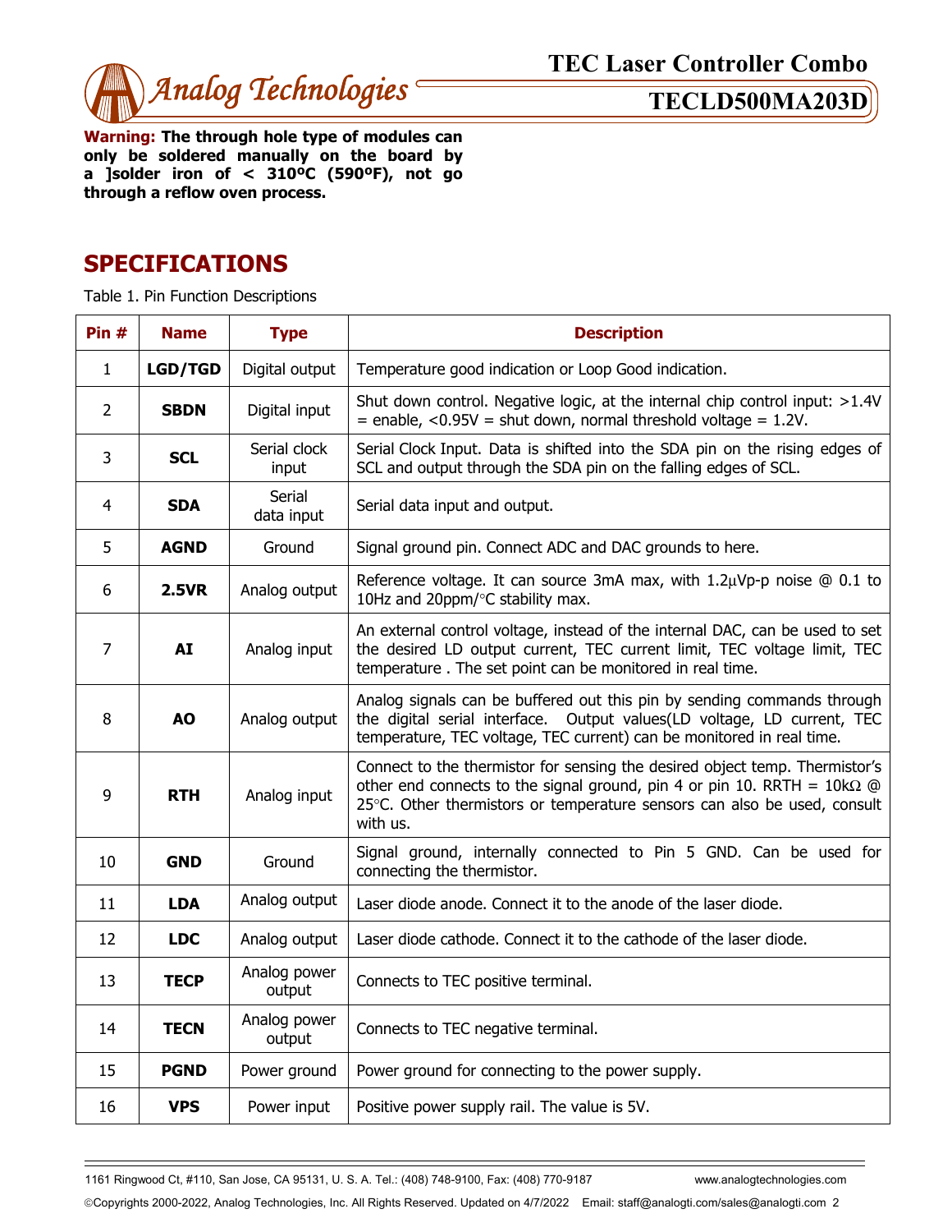**Warning: The through hole type of modules can only be soldered manually on the board by a ]solder iron of < 310ºC (590ºF), not go through a reflow oven process.**

## SPECIFICATIONS

Table 1. Pin Function Descriptions

| Pin # | Name | Type | Description |
|---|---|---|---|
| 1 | **LGD/TGD** | Digital output | Temperature good indication or Loop Good indication. |
| 2 | **SBDN** | Digital input | Shut down control. Negative logic, at the internal chip control input: >1.4V = enable, <0.95V = shut down, normal threshold voltage = 1.2V. |
| 3 | **SCL** | Serial clock input | Serial Clock Input. Data is shifted into the SDA pin on the rising edges of SCL and output through the SDA pin on the falling edges of SCL. |
| 4 | **SDA** | Serial data input | Serial data input and output. |
| 5 | **AGND** | Ground | Signal ground pin. Connect ADC and DAC grounds to here. |
| 6 | **2.5VR** | Analog output | Reference voltage. It can source 3mA max, with 1.2μVp-p noise @ 0.1 to 10Hz and 20ppm/°C stability max. |
| 7 | **AI** | Analog input | An external control voltage, instead of the internal DAC, can be used to set the desired LD output current, TEC current limit, TEC voltage limit, TEC temperature . The set point can be monitored in real time. |
| 8 | **AO** | Analog output | Analog signals can be buffered out this pin by sending commands through the digital serial interface. Output values(LD voltage, LD current, TEC temperature, TEC voltage, TEC current) can be monitored in real time. |
| 9 | **RTH** | Analog input | Connect to the thermistor for sensing the desired object temp. Thermistor's other end connects to the signal ground, pin 4 or pin 10. RRTH = 10kΩ @ 25°C. Other thermistors or temperature sensors can also be used, consult with us. |
| 10 | **GND** | Ground | Signal ground, internally connected to Pin 5 GND. Can be used for connecting the thermistor. |
| 11 | **LDA** | Analog output | Laser diode anode. Connect it to the anode of the laser diode. |
| 12 | **LDC** | Analog output | Laser diode cathode. Connect it to the cathode of the laser diode. |
| 13 | **TECP** | Analog power output | Connects to TEC positive terminal. |
| 14 | **TECN** | Analog power output | Connects to TEC negative terminal. |
| 15 | **PGND** | Power ground | Power ground for connecting to the power supply. |
| 16 | **VPS** | Power input | Positive power supply rail. The value is 5V. |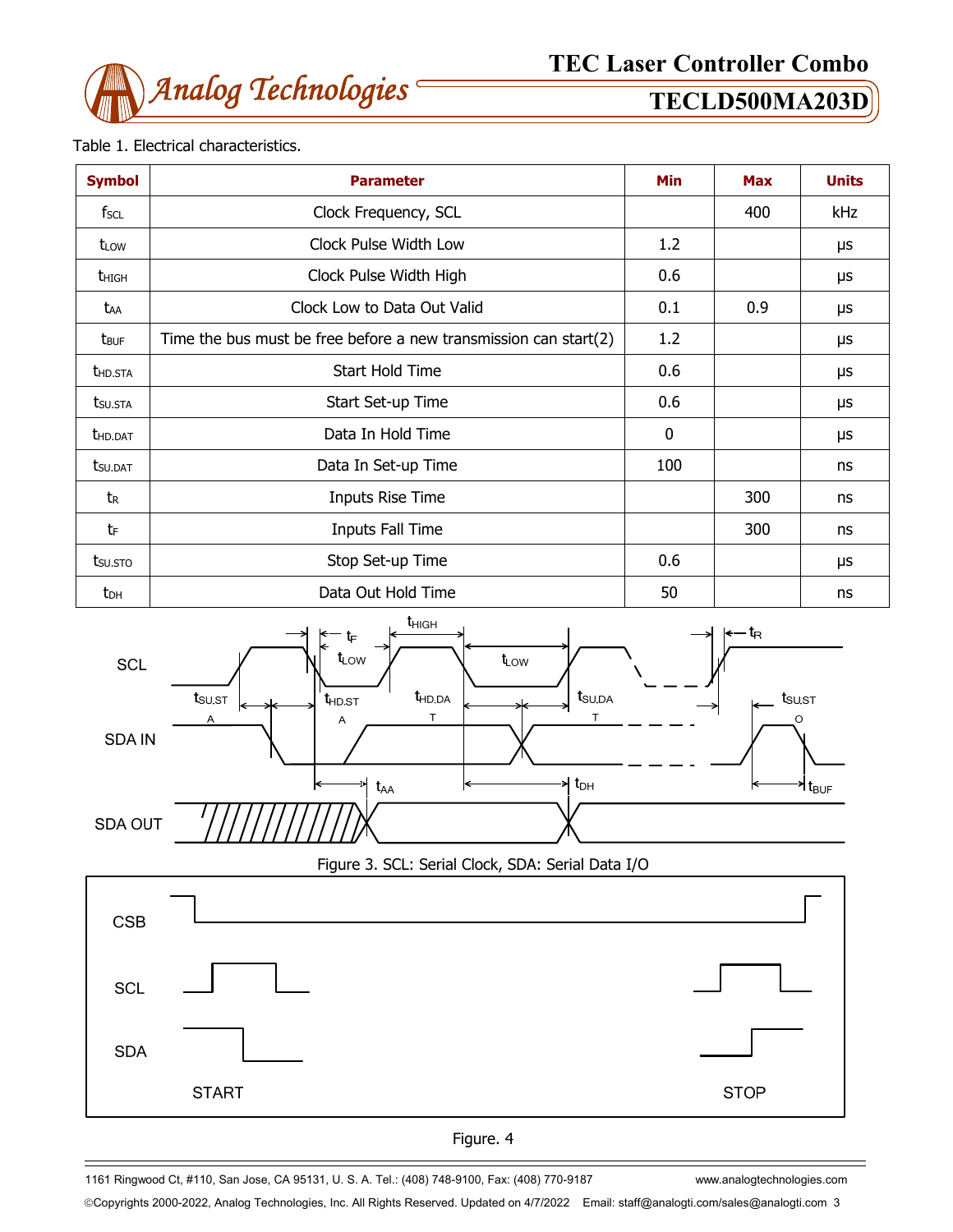Table 1. Electrical characteristics.

| Symbol | Parameter | Min | Max | Units |
|---|---|---|---|---|
| $f_{SCL}$ | Clock Frequency, SCL | | 400 | kHz |
| $t_{LOW}$ | Clock Pulse Width Low | 1.2 | | μs |
| $t_{HIGH}$ | Clock Pulse Width High | 0.6 | | μs |
| $t_{AA}$ | Clock Low to Data Out Valid | 0.1 | 0.9 | μs |
| $t_{BUF}$ | Time the bus must be free before a new transmission can start(2) | 1.2 | | μs |
| $t_{HD.STA}$ | Start Hold Time | 0.6 | | μs |
| $t_{SU.STA}$ | Start Set-up Time | 0.6 | | μs |
| $t_{HD.DAT}$ | Data In Hold Time | 0 | | μs |
| $t_{SU.DAT}$ | Data In Set-up Time | 100 | | ns |
| $t_R$ | Inputs Rise Time | | 300 | ns |
| $t_F$ | Inputs Fall Time | | 300 | ns |
| $t_{SU.STO}$ | Stop Set-up Time | 0.6 | | μs |
| $t_{DH}$ | Data Out Hold Time | 50 | | ns |

Figure 3. SCL: Serial Clock, SDA: Serial Data I/O

Figure. 4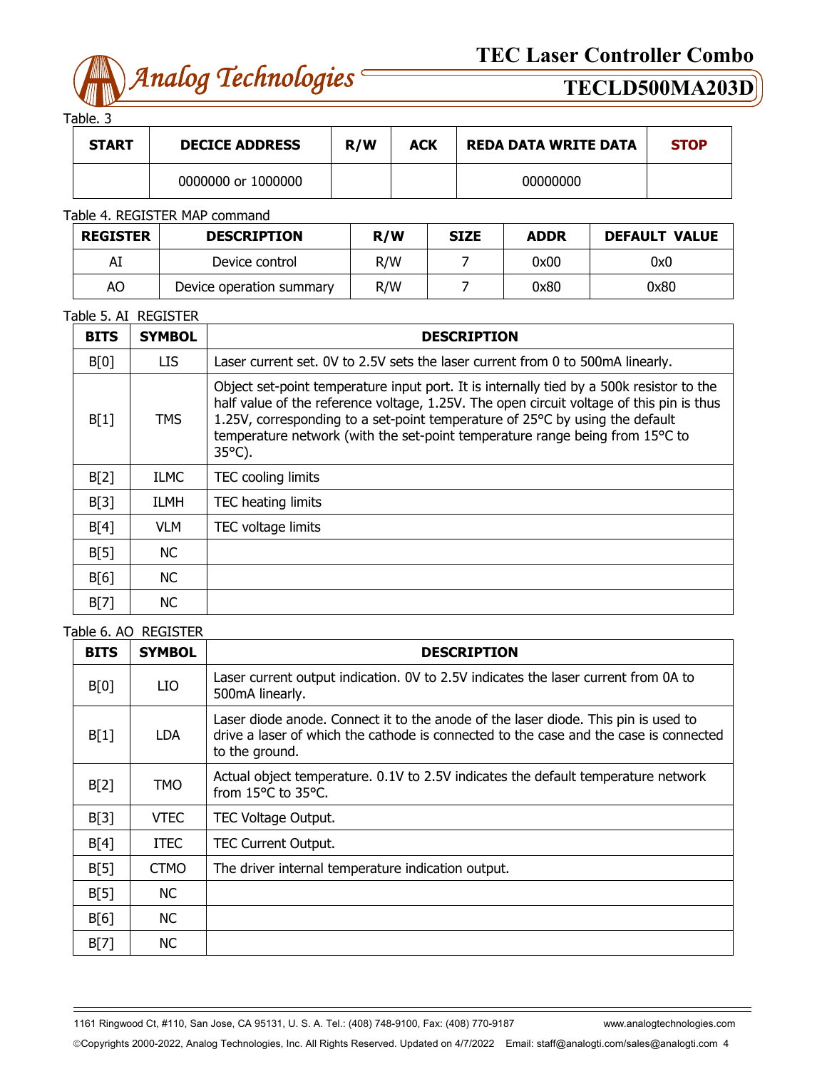Table. 3

| START | DECICE ADDRESS | R/W | ACK | REDA DATA WRITE DATA | STOP |
|---|---|---|---|---|---|
| | 0000000 or 1000000 | | | 00000000 | |

Table 4. REGISTER MAP command

| REGISTER | DESCRIPTION | R/W | SIZE | ADDR | DEFAULT VALUE |
|---|---|---|---|---|---|
| AI | Device control | R/W | 7 | 0x00 | 0x0 |
| AO | Device operation summary | R/W | 7 | 0x80 | 0x80 |

Table 5. AI REGISTER

| BITS | SYMBOL | DESCRIPTION |
|---|---|---|
| B[0] | LIS | Laser current set. 0V to 2.5V sets the laser current from 0 to 500mA linearly. |
| B[1] | TMS | Object set-point temperature input port. It is internally tied by a 500k resistor to the half value of the reference voltage, 1.25V. The open circuit voltage of this pin is thus 1.25V, corresponding to a set-point temperature of 25°C by using the default temperature network (with the set-point temperature range being from 15°C to 35°C). |
| B[2] | ILMC | TEC cooling limits |
| B[3] | ILMH | TEC heating limits |
| B[4] | VLM | TEC voltage limits |
| B[5] | NC | |
| B[6] | NC | |
| B[7] | NC | |

Table 6. AO REGISTER

| BITS | SYMBOL | DESCRIPTION |
|---|---|---|
| B[0] | LIO | Laser current output indication. 0V to 2.5V indicates the laser current from 0A to 500mA linearly. |
| B[1] | LDA | Laser diode anode. Connect it to the anode of the laser diode. This pin is used to drive a laser of which the cathode is connected to the case and the case is connected to the ground. |
| B[2] | TMO | Actual object temperature. 0.1V to 2.5V indicates the default temperature network from 15°C to 35°C. |
| B[3] | VTEC | TEC Voltage Output. |
| B[4] | ITEC | TEC Current Output. |
| B[5] | CTMO | The driver internal temperature indication output. |
| B[5] | NC | |
| B[6] | NC | |
| B[7] | NC | |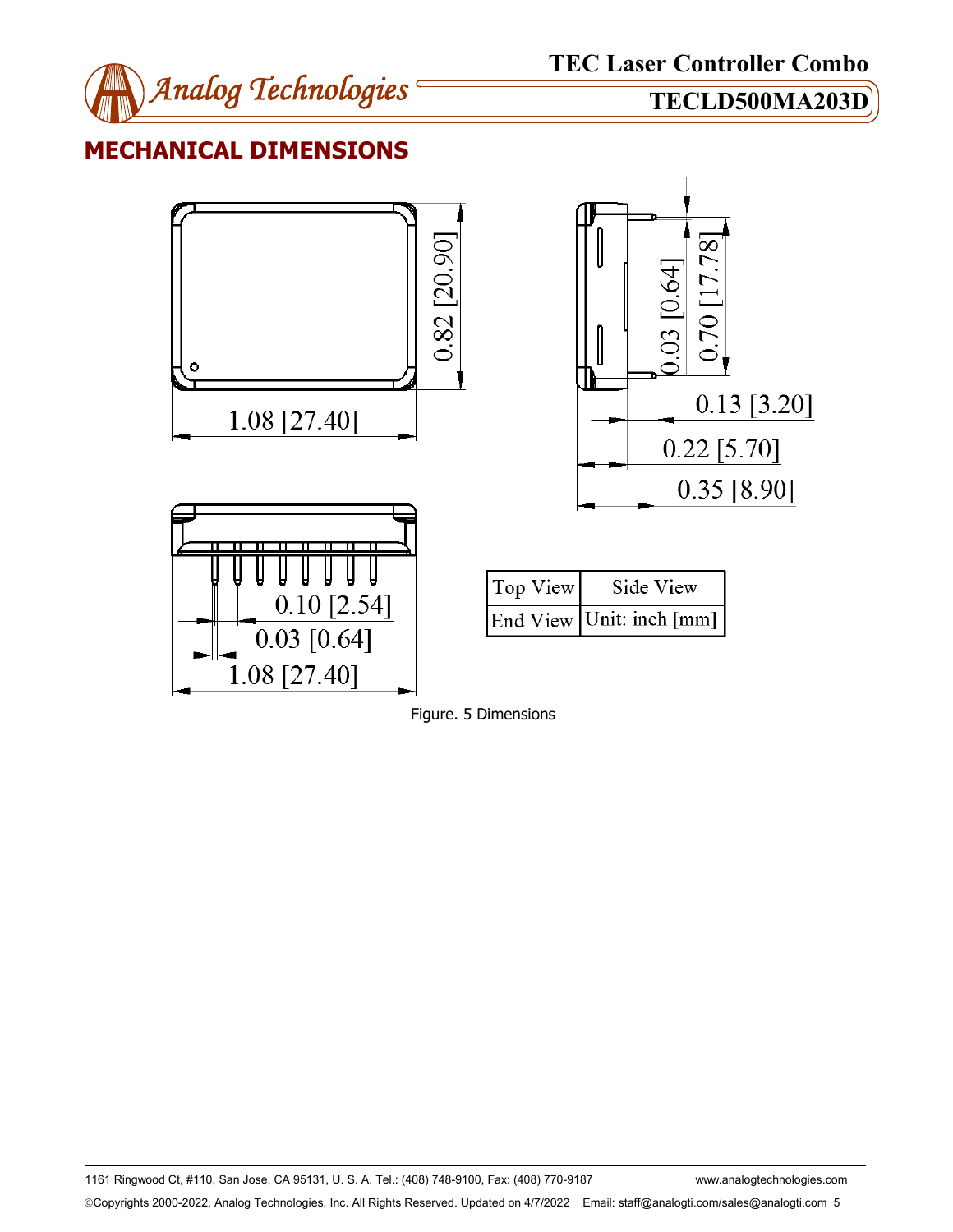## MECHANICAL DIMENSIONS

| Top View | Side View |
|---|---|
| End View | Unit: inch [mm] |

Figure. 5 Dimensions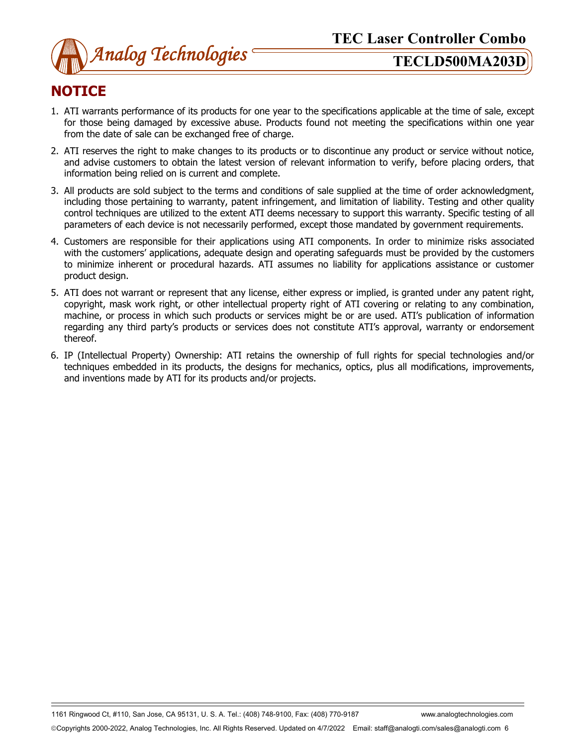# NOTICE

1. ATI warrants performance of its products for one year to the specifications applicable at the time of sale, except for those being damaged by excessive abuse. Products found not meeting the specifications within one year from the date of sale can be exchanged free of charge.
2. ATI reserves the right to make changes to its products or to discontinue any product or service without notice, and advise customers to obtain the latest version of relevant information to verify, before placing orders, that information being relied on is current and complete.
3. All products are sold subject to the terms and conditions of sale supplied at the time of order acknowledgment, including those pertaining to warranty, patent infringement, and limitation of liability. Testing and other quality control techniques are utilized to the extent ATI deems necessary to support this warranty. Specific testing of all parameters of each device is not necessarily performed, except those mandated by government requirements.
4. Customers are responsible for their applications using ATI components. In order to minimize risks associated with the customers' applications, adequate design and operating safeguards must be provided by the customers to minimize inherent or procedural hazards. ATI assumes no liability for applications assistance or customer product design.
5. ATI does not warrant or represent that any license, either express or implied, is granted under any patent right, copyright, mask work right, or other intellectual property right of ATI covering or relating to any combination, machine, or process in which such products or services might be or are used. ATI's publication of information regarding any third party's products or services does not constitute ATI's approval, warranty or endorsement thereof.
6. IP (Intellectual Property) Ownership: ATI retains the ownership of full rights for special technologies and/or techniques embedded in its products, the designs for mechanics, optics, plus all modifications, improvements, and inventions made by ATI for its products and/or projects.